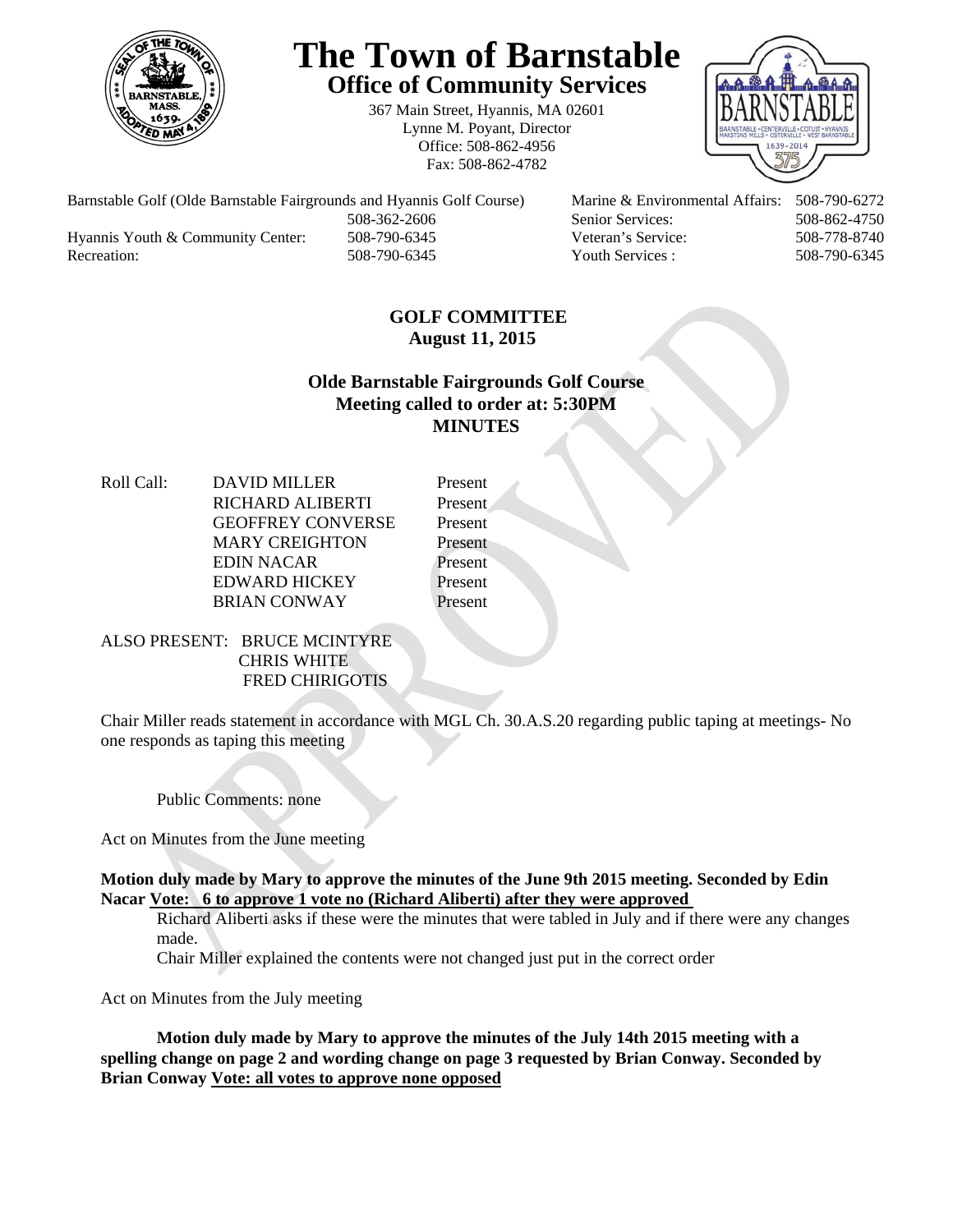# The Town of Barnstable

## Office of Community Services

367 Main Street, Hyannis, MA 02601
Lynne M. Poyant, Director
Office: 508-862-4956
Fax: 508-862-4782

| | | | |
|---|---|---|---|
| Barnstable Golf (Olde Barnstable Fairgrounds and Hyannis Golf Course) | 508-362-2606 | Marine & Environmental Affairs: | 508-790-6272 |
| | | Senior Services: | 508-862-4750 |
| Hyannis Youth & Community Center: | 508-790-6345 | Veteran's Service: | 508-778-8740 |
| Recreation: | 508-790-6345 | Youth Services : | 508-790-6345 |

**GOLF COMMITTEE**
**August 11, 2015**

**Olde Barnstable Fairgrounds Golf Course**
**Meeting called to order at: 5:30PM**
**MINUTES**

| Roll Call: | | |
|---|---|---|
| | DAVID MILLER | Present |
| | RICHARD ALIBERTI | Present |
| | GEOFFREY CONVERSE | Present |
| | MARY CREIGHTON | Present |
| | EDIN NACAR | Present |
| | EDWARD HICKEY | Present |
| | BRIAN CONWAY | Present |

ALSO PRESENT: BRUCE MCINTYRE
CHRIS WHITE
FRED CHIRIGOTIS

Chair Miller reads statement in accordance with MGL Ch. 30.A.S.20 regarding public taping at meetings- No one responds as taping this meeting

Public Comments: none

Act on Minutes from the June meeting

**Motion duly made by Mary to approve the minutes of the June 9th 2015 meeting. Seconded by Edin Nacar <u>Vote: 6 to approve 1 vote no (Richard Aliberti) after they were approved</u>**

Richard Aliberti asks if these were the minutes that were tabled in July and if there were any changes made.

Chair Miller explained the contents were not changed just put in the correct order

Act on Minutes from the July meeting

**Motion duly made by Mary to approve the minutes of the July 14th 2015 meeting with a spelling change on page 2 and wording change on page 3 requested by Brian Conway. Seconded by Brian Conway <u>Vote: all votes to approve none opposed</u>**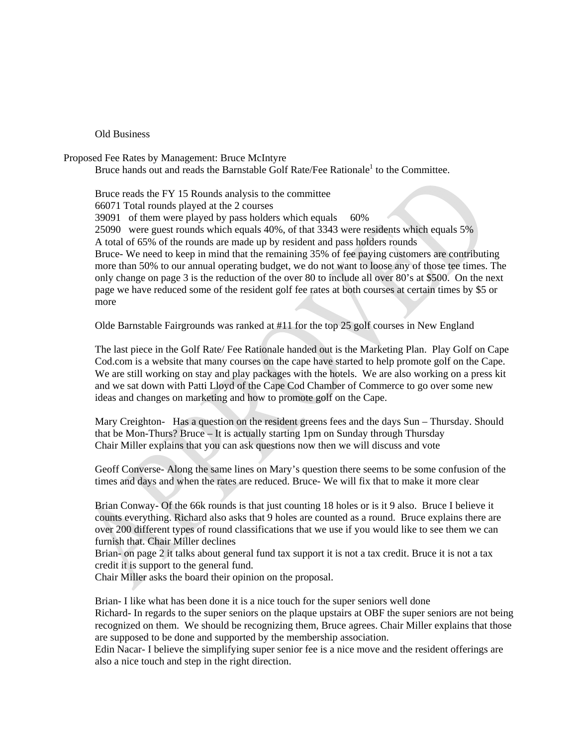Old Business

Proposed Fee Rates by Management: Bruce McIntyre

Bruce hands out and reads the Barnstable Golf Rate/Fee Rationale[1] to the Committee.

Bruce reads the FY 15 Rounds analysis to the committee
66071 Total rounds played at the 2 courses
39091 of them were played by pass holders which equals 60%
25090 were guest rounds which equals 40%, of that 3343 were residents which equals 5%
A total of 65% of the rounds are made up by resident and pass holders rounds
Bruce- We need to keep in mind that the remaining 35% of fee paying customers are contributing more than 50% to our annual operating budget, we do not want to loose any of those tee times. The only change on page 3 is the reduction of the over 80 to include all over 80's at $500. On the next page we have reduced some of the resident golf fee rates at both courses at certain times by $5 or more

Olde Barnstable Fairgrounds was ranked at #11 for the top 25 golf courses in New England

The last piece in the Golf Rate/ Fee Rationale handed out is the Marketing Plan. Play Golf on Cape Cod.com is a website that many courses on the cape have started to help promote golf on the Cape. We are still working on stay and play packages with the hotels. We are also working on a press kit and we sat down with Patti Lloyd of the Cape Cod Chamber of Commerce to go over some new ideas and changes on marketing and how to promote golf on the Cape.

Mary Creighton- Has a question on the resident greens fees and the days Sun – Thursday. Should that be Mon-Thurs? Bruce – It is actually starting 1pm on Sunday through Thursday
Chair Miller explains that you can ask questions now then we will discuss and vote

Geoff Converse- Along the same lines on Mary's question there seems to be some confusion of the times and days and when the rates are reduced. Bruce- We will fix that to make it more clear

Brian Conway- Of the 66k rounds is that just counting 18 holes or is it 9 also. Bruce I believe it counts everything. Richard also asks that 9 holes are counted as a round. Bruce explains there are over 200 different types of round classifications that we use if you would like to see them we can furnish that. Chair Miller declines
Brian- on page 2 it talks about general fund tax support it is not a tax credit. Bruce it is not a tax credit it is support to the general fund.
Chair Miller asks the board their opinion on the proposal.

Brian- I like what has been done it is a nice touch for the super seniors well done
Richard- In regards to the super seniors on the plaque upstairs at OBF the super seniors are not being recognized on them. We should be recognizing them, Bruce agrees. Chair Miller explains that those are supposed to be done and supported by the membership association.
Edin Nacar- I believe the simplifying super senior fee is a nice move and the resident offerings are also a nice touch and step in the right direction.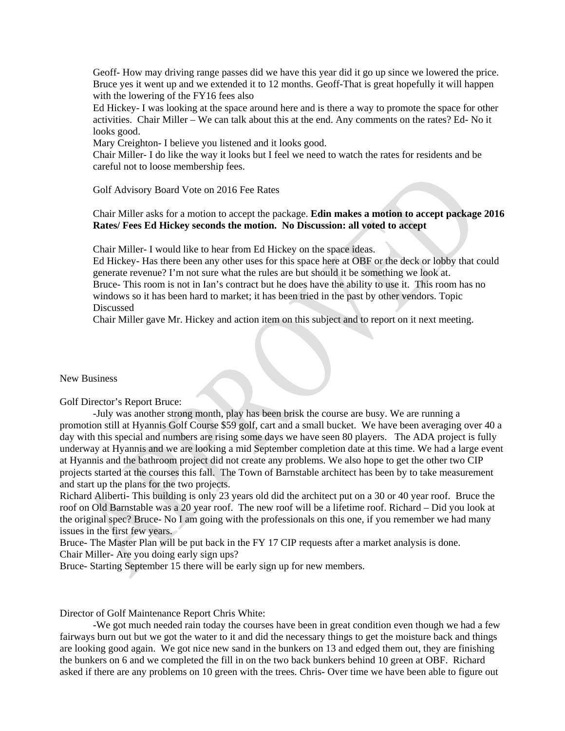Geoff- How may driving range passes did we have this year did it go up since we lowered the price. Bruce yes it went up and we extended it to 12 months. Geoff-That is great hopefully it will happen with the lowering of the FY16 fees also

Ed Hickey- I was looking at the space around here and is there a way to promote the space for other activities. Chair Miller – We can talk about this at the end. Any comments on the rates? Ed- No it looks good.

Mary Creighton- I believe you listened and it looks good.

Chair Miller- I do like the way it looks but I feel we need to watch the rates for residents and be careful not to loose membership fees.

Golf Advisory Board Vote on 2016 Fee Rates

Chair Miller asks for a motion to accept the package. **Edin makes a motion to accept package 2016 Rates/ Fees Ed Hickey seconds the motion. No Discussion: all voted to accept**

Chair Miller- I would like to hear from Ed Hickey on the space ideas.

Ed Hickey- Has there been any other uses for this space here at OBF or the deck or lobby that could generate revenue? I'm not sure what the rules are but should it be something we look at.

Bruce- This room is not in Ian's contract but he does have the ability to use it. This room has no windows so it has been hard to market; it has been tried in the past by other vendors. Topic Discussed

Chair Miller gave Mr. Hickey and action item on this subject and to report on it next meeting.

New Business

Golf Director's Report Bruce:

-July was another strong month, play has been brisk the course are busy. We are running a promotion still at Hyannis Golf Course $59 golf, cart and a small bucket. We have been averaging over 40 a day with this special and numbers are rising some days we have seen 80 players. The ADA project is fully underway at Hyannis and we are looking a mid September completion date at this time. We had a large event at Hyannis and the bathroom project did not create any problems. We also hope to get the other two CIP projects started at the courses this fall. The Town of Barnstable architect has been by to take measurement and start up the plans for the two projects.

Richard Aliberti- This building is only 23 years old did the architect put on a 30 or 40 year roof. Bruce the roof on Old Barnstable was a 20 year roof. The new roof will be a lifetime roof. Richard – Did you look at the original spec? Bruce- No I am going with the professionals on this one, if you remember we had many issues in the first few years.

Bruce- The Master Plan will be put back in the FY 17 CIP requests after a market analysis is done.

Chair Miller- Are you doing early sign ups?

Bruce- Starting September 15 there will be early sign up for new members.

Director of Golf Maintenance Report Chris White:

-We got much needed rain today the courses have been in great condition even though we had a few fairways burn out but we got the water to it and did the necessary things to get the moisture back and things are looking good again. We got nice new sand in the bunkers on 13 and edged them out, they are finishing the bunkers on 6 and we completed the fill in on the two back bunkers behind 10 green at OBF. Richard asked if there are any problems on 10 green with the trees. Chris- Over time we have been able to figure out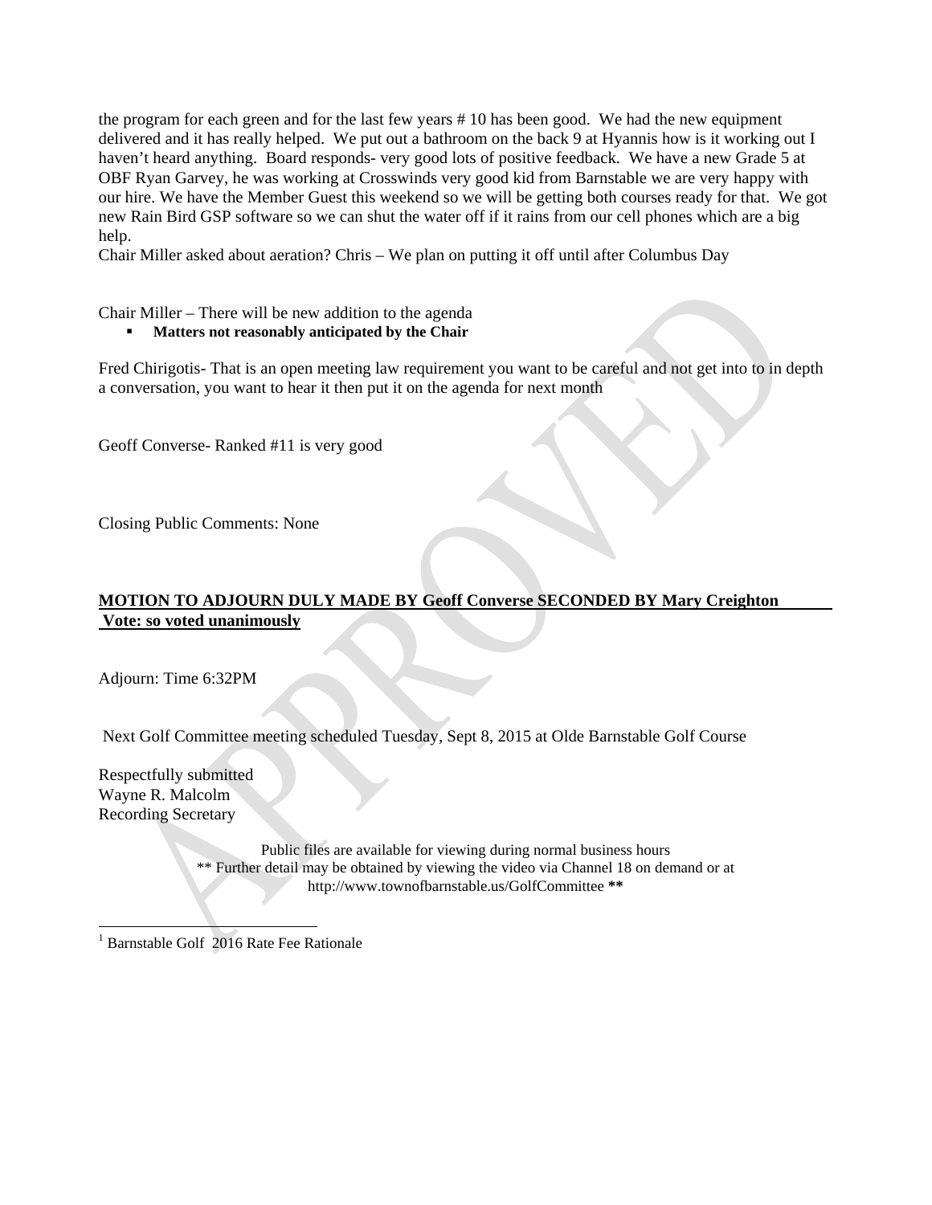the program for each green and for the last few years # 10 has been good. We had the new equipment delivered and it has really helped. We put out a bathroom on the back 9 at Hyannis how is it working out I haven't heard anything. Board responds- very good lots of positive feedback. We have a new Grade 5 at OBF Ryan Garvey, he was working at Crosswinds very good kid from Barnstable we are very happy with our hire. We have the Member Guest this weekend so we will be getting both courses ready for that. We got new Rain Bird GSP software so we can shut the water off if it rains from our cell phones which are a big help.

Chair Miller asked about aeration? Chris – We plan on putting it off until after Columbus Day

Chair Miller – There will be new addition to the agenda

- **Matters not reasonably anticipated by the Chair**

Fred Chirigotis- That is an open meeting law requirement you want to be careful and not get into to in depth a conversation, you want to hear it then put it on the agenda for next month

Geoff Converse- Ranked #11 is very good

Closing Public Comments: None

**MOTION TO ADJOURN DULY MADE BY Geoff Converse SECONDED BY Mary Creighton**
**Vote: so voted unanimously**

Adjourn: Time 6:32PM

Next Golf Committee meeting scheduled Tuesday, Sept 8, 2015 at Olde Barnstable Golf Course

Respectfully submitted
Wayne R. Malcolm
Recording Secretary

Public files are available for viewing during normal business hours
** Further detail may be obtained by viewing the video via Channel 18 on demand or at http://www.townofbarnstable.us/GolfCommittee **

[1] Barnstable Golf 2016 Rate Fee Rationale